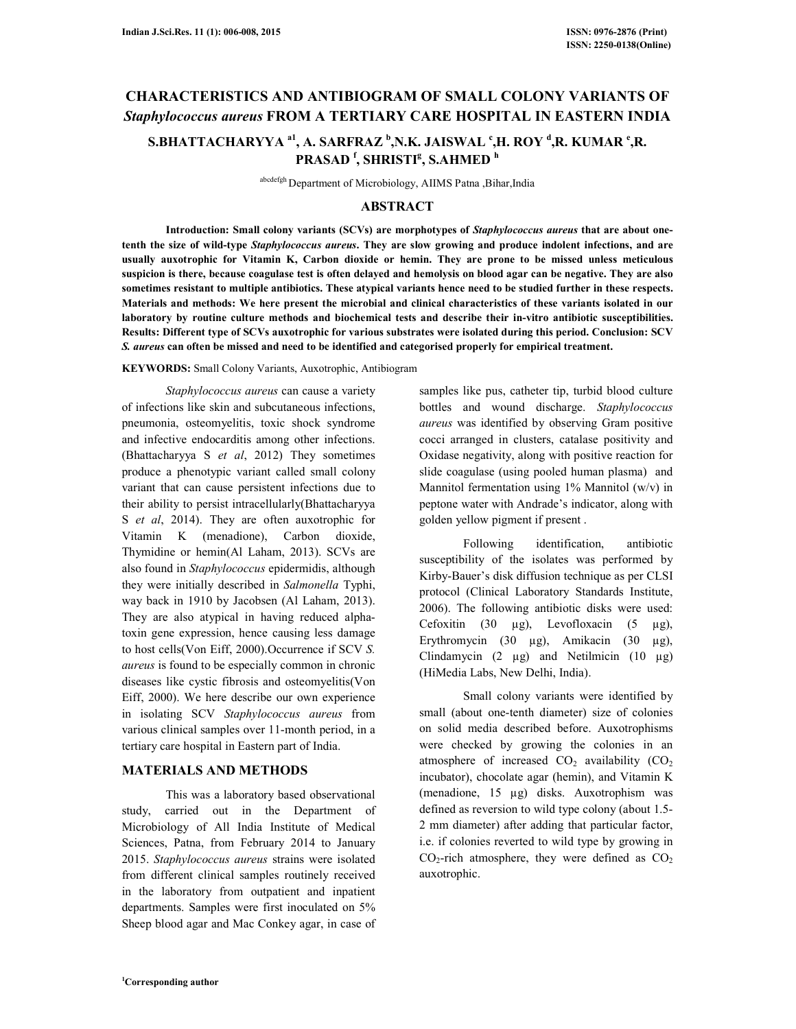# CHARACTERISTICS AND ANTIBIOGRAM OF SMALL COLONY VARIANTS OF *Staphylococcus aureus* FROM A TERTIARY CARE HOSPITAL IN EASTERN INDIA

**S.BHATTACHARYYA [a1], A. SARFRAZ [b], N.K. JAISWAL [c], H. ROY [d], R. KUMAR [e], R. PRASAD [f], SHRISTI [g], S.AHMED [h]**

[abcdefgh] Department of Microbiology, AIIMS Patna ,Bihar,India

## ABSTRACT

**Introduction: Small colony variants (SCVs) are morphotypes of *Staphylococcus aureus* that are about one-tenth the size of wild-type *Staphylococcus aureus*. They are slow growing and produce indolent infections, and are usually auxotrophic for Vitamin K, Carbon dioxide or hemin. They are prone to be missed unless meticulous suspicion is there, because coagulase test is often delayed and hemolysis on blood agar can be negative. They are also sometimes resistant to multiple antibiotics. These atypical variants hence need to be studied further in these respects. Materials and methods: We here present the microbial and clinical characteristics of these variants isolated in our laboratory by routine culture methods and biochemical tests and describe their in-vitro antibiotic susceptibilities. Results: Different type of SCVs auxotrophic for various substrates were isolated during this period. Conclusion: SCV *S. aureus* can often be missed and need to be identified and categorised properly for empirical treatment.**

**KEYWORDS:** Small Colony Variants, Auxotrophic, Antibiogram

*Staphylococcus aureus* can cause a variety of infections like skin and subcutaneous infections, pneumonia, osteomyelitis, toxic shock syndrome and infective endocarditis among other infections. (Bhattacharyya S *et al*, 2012) They sometimes produce a phenotypic variant called small colony variant that can cause persistent infections due to their ability to persist intracellularly(Bhattacharyya S *et al*, 2014). They are often auxotrophic for Vitamin K (menadione), Carbon dioxide, Thymidine or hemin(Al Laham, 2013). SCVs are also found in *Staphylococcus* epidermidis, although they were initially described in *Salmonella* Typhi, way back in 1910 by Jacobsen (Al Laham, 2013). They are also atypical in having reduced alpha-toxin gene expression, hence causing less damage to host cells(Von Eiff, 2000).Occurrence if SCV *S. aureus* is found to be especially common in chronic diseases like cystic fibrosis and osteomyelitis(Von Eiff, 2000). We here describe our own experience in isolating SCV *Staphylococcus aureus* from various clinical samples over 11-month period, in a tertiary care hospital in Eastern part of India.

## MATERIALS AND METHODS

This was a laboratory based observational study, carried out in the Department of Microbiology of All India Institute of Medical Sciences, Patna, from February 2014 to January 2015. *Staphylococcus aureus* strains were isolated from different clinical samples routinely received in the laboratory from outpatient and inpatient departments. Samples were first inoculated on 5% Sheep blood agar and Mac Conkey agar, in case of samples like pus, catheter tip, turbid blood culture bottles and wound discharge. *Staphylococcus aureus* was identified by observing Gram positive cocci arranged in clusters, catalase positivity and Oxidase negativity, along with positive reaction for slide coagulase (using pooled human plasma) and Mannitol fermentation using 1% Mannitol (w/v) in peptone water with Andrade's indicator, along with golden yellow pigment if present .

Following identification, antibiotic susceptibility of the isolates was performed by Kirby-Bauer's disk diffusion technique as per CLSI protocol (Clinical Laboratory Standards Institute, 2006). The following antibiotic disks were used: Cefoxitin (30 µg), Levofloxacin (5 µg), Erythromycin (30 µg), Amikacin (30 µg), Clindamycin (2 µg) and Netilmicin (10 µg) (HiMedia Labs, New Delhi, India).

Small colony variants were identified by small (about one-tenth diameter) size of colonies on solid media described before. Auxotrophisms were checked by growing the colonies in an atmosphere of increased $CO_2$ availability ($CO_2$ incubator), chocolate agar (hemin), and Vitamin K (menadione, 15 µg) disks. Auxotrophism was defined as reversion to wild type colony (about 1.5-2 mm diameter) after adding that particular factor, i.e. if colonies reverted to wild type by growing in $CO_2$-rich atmosphere, they were defined as $CO_2$ auxotrophic.

[1]Corresponding author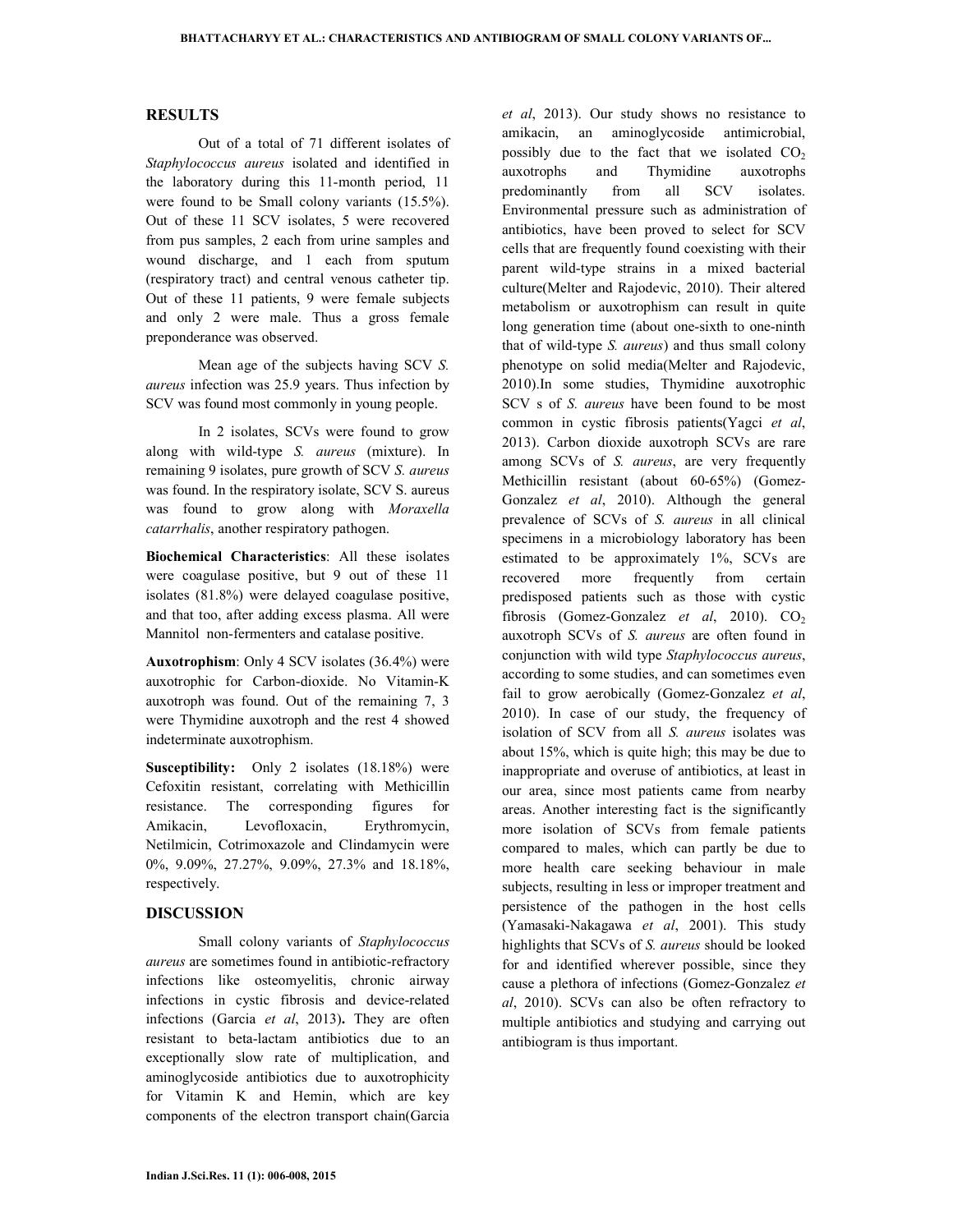## RESULTS

Out of a total of 71 different isolates of *Staphylococcus aureus* isolated and identified in the laboratory during this 11-month period, 11 were found to be Small colony variants (15.5%). Out of these 11 SCV isolates, 5 were recovered from pus samples, 2 each from urine samples and wound discharge, and 1 each from sputum (respiratory tract) and central venous catheter tip. Out of these 11 patients, 9 were female subjects and only 2 were male. Thus a gross female preponderance was observed.

Mean age of the subjects having SCV *S. aureus* infection was 25.9 years. Thus infection by SCV was found most commonly in young people.

In 2 isolates, SCVs were found to grow along with wild-type *S. aureus* (mixture). In remaining 9 isolates, pure growth of SCV *S. aureus* was found. In the respiratory isolate, SCV S. aureus was found to grow along with *Moraxella catarrhalis*, another respiratory pathogen.

**Biochemical Characteristics**: All these isolates were coagulase positive, but 9 out of these 11 isolates (81.8%) were delayed coagulase positive, and that too, after adding excess plasma. All were Mannitol non-fermenters and catalase positive.

**Auxotrophism**: Only 4 SCV isolates (36.4%) were auxotrophic for Carbon-dioxide. No Vitamin-K auxotroph was found. Out of the remaining 7, 3 were Thymidine auxotroph and the rest 4 showed indeterminate auxotrophism.

**Susceptibility:** Only 2 isolates (18.18%) were Cefoxitin resistant, correlating with Methicillin resistance. The corresponding figures for Amikacin, Levofloxacin, Erythromycin, Netilmicin, Cotrimoxazole and Clindamycin were 0%, 9.09%, 27.27%, 9.09%, 27.3% and 18.18%, respectively.

## DISCUSSION

Small colony variants of *Staphylococcus aureus* are sometimes found in antibiotic-refractory infections like osteomyelitis, chronic airway infections in cystic fibrosis and device-related infections (Garcia *et al*, 2013)**.** They are often resistant to beta-lactam antibiotics due to an exceptionally slow rate of multiplication, and aminoglycoside antibiotics due to auxotrophicity for Vitamin K and Hemin, which are key components of the electron transport chain(Garcia *et al*, 2013). Our study shows no resistance to amikacin, an aminoglycoside antimicrobial, possibly due to the fact that we isolated $CO_2$ auxotrophs and Thymidine auxotrophs predominantly from all SCV isolates. Environmental pressure such as administration of antibiotics, have been proved to select for SCV cells that are frequently found coexisting with their parent wild-type strains in a mixed bacterial culture(Melter and Rajodevic, 2010). Their altered metabolism or auxotrophism can result in quite long generation time (about one-sixth to one-ninth that of wild-type *S. aureus*) and thus small colony phenotype on solid media(Melter and Rajodevic, 2010).In some studies, Thymidine auxotrophic SCV s of *S. aureus* have been found to be most common in cystic fibrosis patients(Yagci *et al*, 2013). Carbon dioxide auxotroph SCVs are rare among SCVs of *S. aureus*, are very frequently Methicillin resistant (about 60-65%) (Gomez-Gonzalez *et al*, 2010). Although the general prevalence of SCVs of *S. aureus* in all clinical specimens in a microbiology laboratory has been estimated to be approximately 1%, SCVs are recovered more frequently from certain predisposed patients such as those with cystic fibrosis (Gomez-Gonzalez *et al*, 2010). $CO_2$ auxotroph SCVs of *S. aureus* are often found in conjunction with wild type *Staphylococcus aureus*, according to some studies, and can sometimes even fail to grow aerobically (Gomez-Gonzalez *et al*, 2010). In case of our study, the frequency of isolation of SCV from all *S. aureus* isolates was about 15%, which is quite high; this may be due to inappropriate and overuse of antibiotics, at least in our area, since most patients came from nearby areas. Another interesting fact is the significantly more isolation of SCVs from female patients compared to males, which can partly be due to more health care seeking behaviour in male subjects, resulting in less or improper treatment and persistence of the pathogen in the host cells (Yamasaki-Nakagawa *et al*, 2001). This study highlights that SCVs of *S. aureus* should be looked for and identified wherever possible, since they cause a plethora of infections (Gomez-Gonzalez *et al*, 2010). SCVs can also be often refractory to multiple antibiotics and studying and carrying out antibiogram is thus important.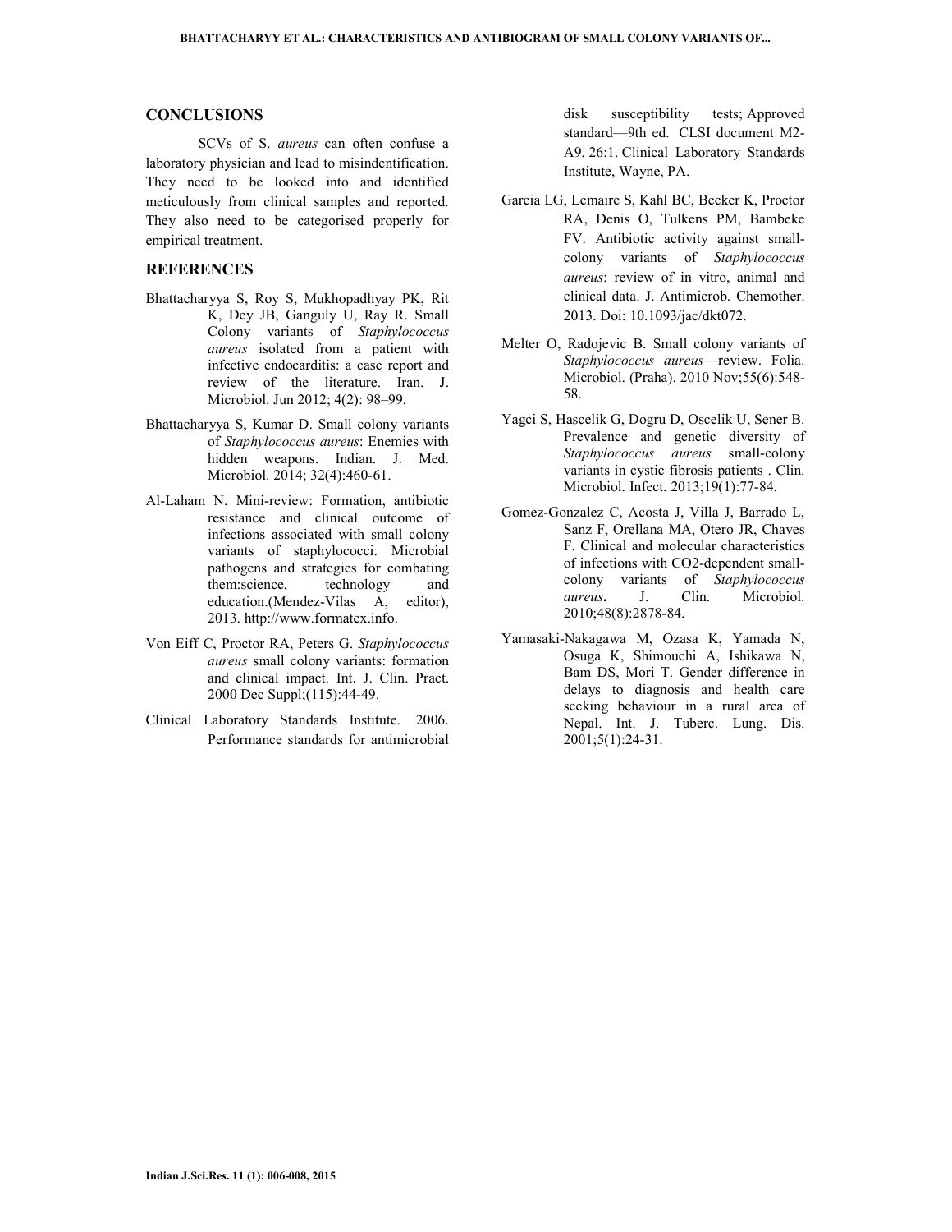## CONCLUSIONS

SCVs of S. *aureus* can often confuse a laboratory physician and lead to misindentification. They need to be looked into and identified meticulously from clinical samples and reported. They also need to be categorised properly for empirical treatment.

## REFERENCES

Bhattacharyya S, Roy S, Mukhopadhyay PK, Rit K, Dey JB, Ganguly U, Ray R. Small Colony variants of *Staphylococcus aureus* isolated from a patient with infective endocarditis: a case report and review of the literature. Iran. J. Microbiol. Jun 2012; 4(2): 98–99.

Bhattacharyya S, Kumar D. Small colony variants of *Staphylococcus aureus*: Enemies with hidden weapons. Indian. J. Med. Microbiol. 2014; 32(4):460-61.

Al-Laham N. Mini-review: Formation, antibiotic resistance and clinical outcome of infections associated with small colony variants of staphylococci. Microbial pathogens and strategies for combating them:science, technology and education.(Mendez-Vilas A, editor), 2013. http://www.formatex.info.

Von Eiff C, Proctor RA, Peters G. *Staphylococcus aureus* small colony variants: formation and clinical impact. Int. J. Clin. Pract. 2000 Dec Suppl;(115):44-49.

Clinical Laboratory Standards Institute. 2006. Performance standards for antimicrobial disk susceptibility tests; Approved standard—9th ed. CLSI document M2-A9. 26:1. Clinical Laboratory Standards Institute, Wayne, PA.

Garcia LG, Lemaire S, Kahl BC, Becker K, Proctor RA, Denis O, Tulkens PM, Bambeke FV. Antibiotic activity against small-colony variants of *Staphylococcus aureus*: review of in vitro, animal and clinical data. J. Antimicrob. Chemother. 2013. Doi: 10.1093/jac/dkt072.

Melter O, Radojevic B. Small colony variants of *Staphylococcus aureus*—review. Folia. Microbiol. (Praha). 2010 Nov;55(6):548-58.

Yagci S, Hascelik G, Dogru D, Oscelik U, Sener B. Prevalence and genetic diversity of *Staphylococcus aureus* small-colony variants in cystic fibrosis patients . Clin. Microbiol. Infect. 2013;19(1):77-84.

Gomez-Gonzalez C, Acosta J, Villa J, Barrado L, Sanz F, Orellana MA, Otero JR, Chaves F. Clinical and molecular characteristics of infections with CO2-dependent small-colony variants of *Staphylococcus aureus*. J. Clin. Microbiol. 2010;48(8):2878-84.

Yamasaki-Nakagawa M, Ozasa K, Yamada N, Osuga K, Shimouchi A, Ishikawa N, Bam DS, Mori T. Gender difference in delays to diagnosis and health care seeking behaviour in a rural area of Nepal. Int. J. Tuberc. Lung. Dis. 2001;5(1):24-31.